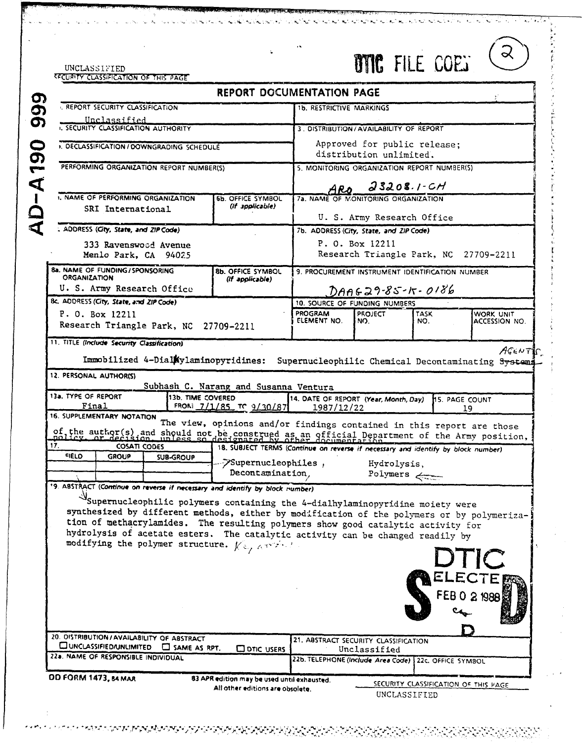AD-A190 999

DTIC FILE COPY (2)

UNCLASSIFIED
SECURITY CLASSIFICATION OF THIS PAGE

# REPORT DOCUMENTATION PAGE

| | |
|---|---|
| 1a. REPORT SECURITY CLASSIFICATION<br>Unclassified | 1b. RESTRICTIVE MARKINGS |
| 2a. SECURITY CLASSIFICATION AUTHORITY | 3. DISTRIBUTION/AVAILABILITY OF REPORT<br>Approved for public release; distribution unlimited. |
| 2b. DECLASSIFICATION / DOWNGRADING SCHEDULE | |
| 4. PERFORMING ORGANIZATION REPORT NUMBER(S) | 5. MONITORING ORGANIZATION REPORT NUMBER(S)<br>ARO 23208.1-CH |
| 6a. NAME OF PERFORMING ORGANIZATION<br>SRI International | 6b. OFFICE SYMBOL (If applicable) |
| 7a. NAME OF MONITORING ORGANIZATION<br>U. S. Army Research Office | |
| 6c. ADDRESS (City, State, and ZIP Code)<br>333 Ravenswood Avenue<br>Menlo Park, CA 94025 | 7b. ADDRESS (City, State, and ZIP Code)<br>P. O. Box 12211<br>Research Triangle Park, NC 27709-2211 |
| 8a. NAME OF FUNDING/SPONSORING ORGANIZATION<br>U. S. Army Research Office | 8b. OFFICE SYMBOL (If applicable) |
| 9. PROCUREMENT INSTRUMENT IDENTIFICATION NUMBER<br>DAAG29-85-K-0186 | |
| 8c. ADDRESS (City, State, and ZIP Code)<br>P. O. Box 12211<br>Research Triangle Park, NC 27709-2211 | 10. SOURCE OF FUNDING NUMBERS<br>PROGRAM ELEMENT NO. / PROJECT NO. / TASK NO. / WORK UNIT ACCESSION NO. |

11. TITLE (Include Security Classification)

Immobilized 4-Dialkylaminopyridines: Supernucleophilic Chemical Decontaminating ~~Systems~~ Agents

12. PERSONAL AUTHOR(S)

Subhash C. Narang and Susanna Ventura

| 13a. TYPE OF REPORT | 13b. TIME COVERED | 14. DATE OF REPORT (Year, Month, Day) | 15. PAGE COUNT |
|---|---|---|---|
| Final | FROM 7/1/85 TO 9/30/87 | 1987/12/22 | 19 |

16. SUPPLEMENTARY NOTATION

The view, opinions and/or findings contained in this report are those of the author(s) and should not be construed as an official Department of the Army position, policy, or decision, unless so designated by other documentation.

| 17. COSATI CODES | | | 18. SUBJECT TERMS (Continue on reverse if necessary and identify by block number) |
|---|---|---|---|
| FIELD | GROUP | SUB-GROUP | Supernucleophiles, Hydrolysis, Decontamination, Polymers |

19. ABSTRACT (Continue on reverse if necessary and identify by block number)

Supernucleophilic polymers containing the 4-dialhylaminopyridine moiety were synthesized by different methods, either by modification of the polymers or by polymerization of methacrylamides. The resulting polymers show good catalytic activity for hydrolysis of acetate esters. The catalytic activity can be changed readily by modifying the polymer structure. Keywords:

DTIC ELECTE FEB 02 1988 S D

| | |
|---|---|
| 20. DISTRIBUTION/AVAILABILITY OF ABSTRACT<br>☐ UNCLASSIFIED/UNLIMITED ☐ SAME AS RPT. ☐ DTIC USERS | 21. ABSTRACT SECURITY CLASSIFICATION<br>Unclassified |
| 22a. NAME OF RESPONSIBLE INDIVIDUAL | 22b. TELEPHONE (Include Area Code) / 22c. OFFICE SYMBOL |

DD FORM 1473, 84 MAR — 83 APR edition may be used until exhausted. All other editions are obsolete.

SECURITY CLASSIFICATION OF THIS PAGE
UNCLASSIFIED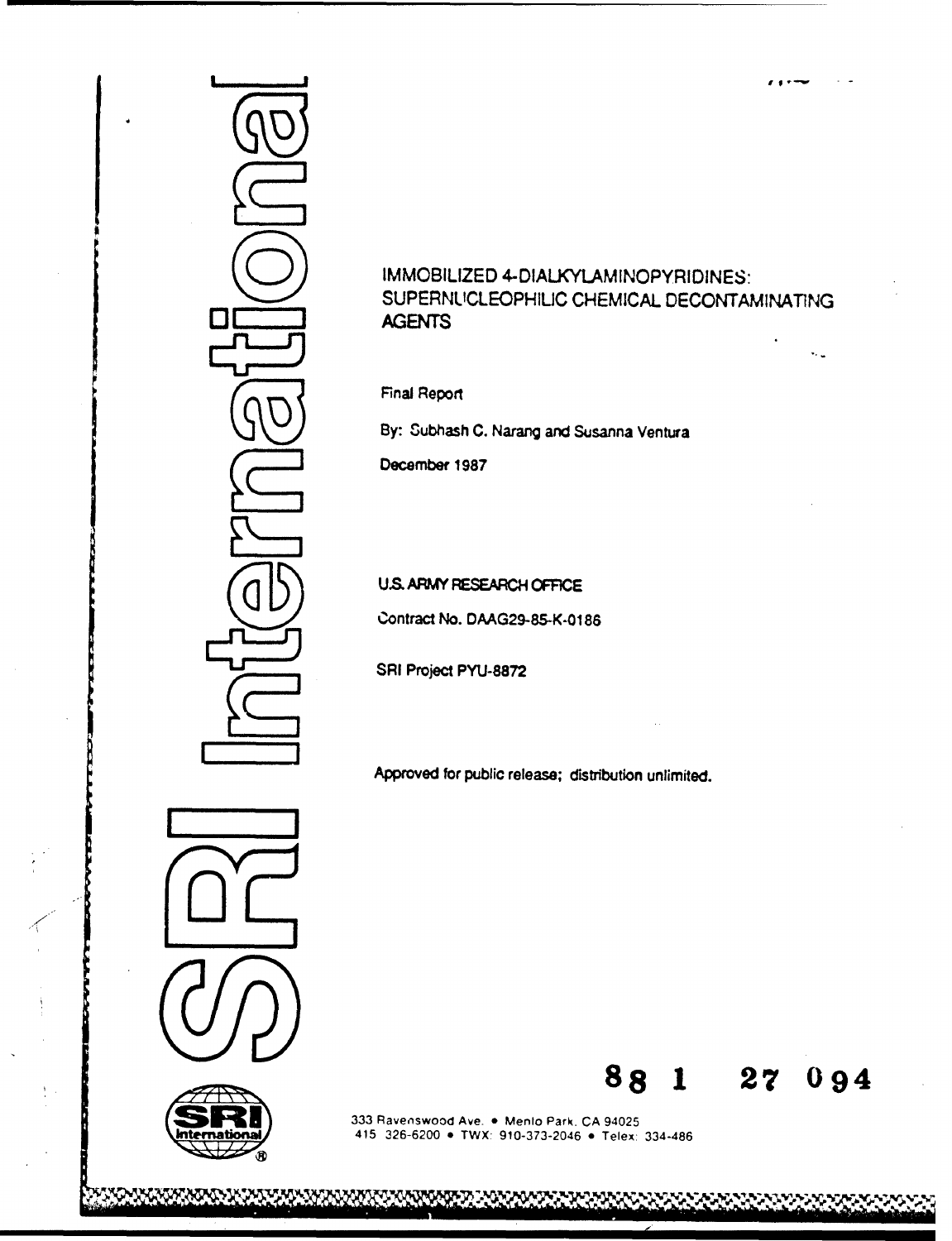# IMMOBILIZED 4-DIALKYLAMINOPYRIDINES: SUPERNUCLEOPHILIC CHEMICAL DECONTAMINATING AGENTS

Final Report

By: Subhash C. Narang and Susanna Ventura

December 1987

U.S. ARMY RESEARCH OFFICE

Contract No. DAAG29-85-K-0186

SRI Project PYU-8872

Approved for public release; distribution unlimited.

88 1 27 094

SRI International

333 Ravenswood Ave. • Menlo Park, CA 94025
415 326-6200 • TWX: 910-373-2046 • Telex: 334-486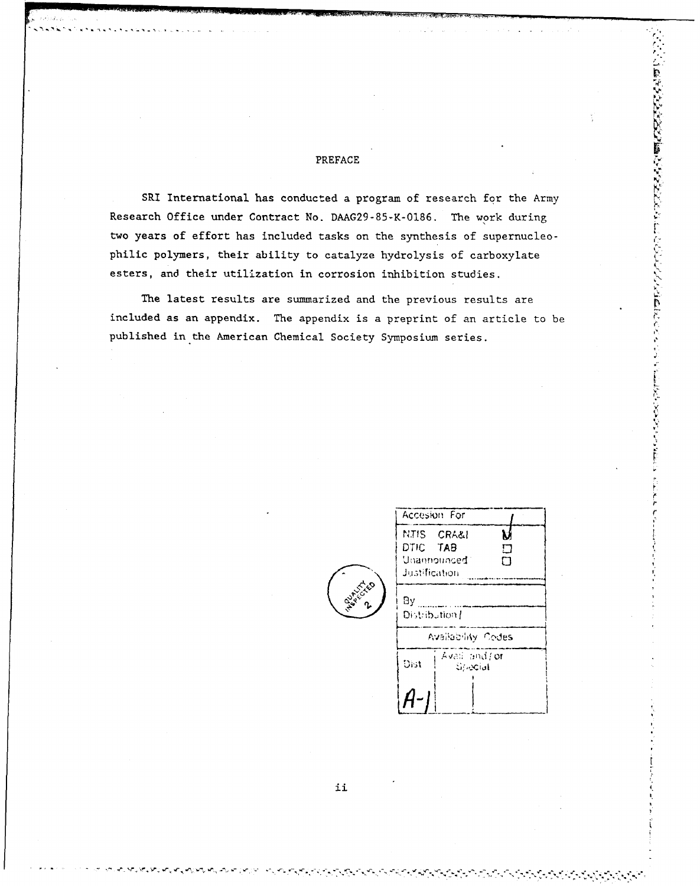# PREFACE

SRI International has conducted a program of research for the Army Research Office under Contract No. DAAG29-85-K-0186. The work during two years of effort has included tasks on the synthesis of supernucleophilic polymers, their ability to catalyze hydrolysis of carboxylate esters, and their utilization in corrosion inhibition studies.

The latest results are summarized and the previous results are included as an appendix. The appendix is a preprint of an article to be published in the American Chemical Society Symposium series.

| Accesion For | |
|---|---|
| NTIS CRA&I | ☑ |
| DTIC TAB | ☐ |
| Unannounced | ☐ |
| Justification | |
| By | |
| Distribution / | |
| Availability Codes | |
| Dist | Avail and / or Special |
| A-1 | |

QUALITY INSPECTED 2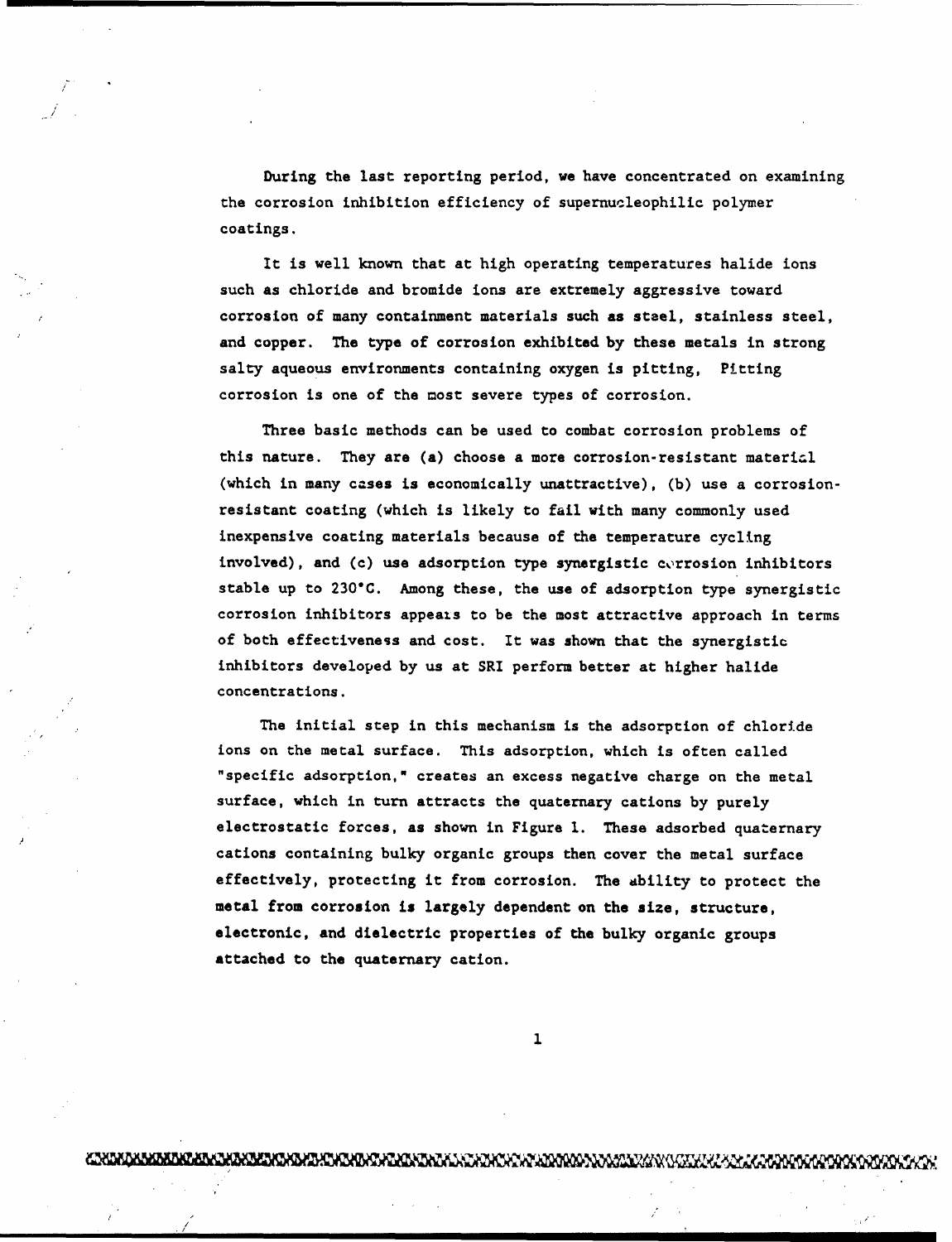During the last reporting period, we have concentrated on examining the corrosion inhibition efficiency of supernucleophilic polymer coatings.

It is well known that at high operating temperatures halide ions such as chloride and bromide ions are extremely aggressive toward corrosion of many containment materials such as steel, stainless steel, and copper. The type of corrosion exhibited by these metals in strong salty aqueous environments containing oxygen is pitting, Pitting corrosion is one of the most severe types of corrosion.

Three basic methods can be used to combat corrosion problems of this nature. They are (a) choose a more corrosion-resistant material (which in many cases is economically unattractive), (b) use a corrosion-resistant coating (which is likely to fail with many commonly used inexpensive coating materials because of the temperature cycling involved), and (c) use adsorption type synergistic corrosion inhibitors stable up to 230°C. Among these, the use of adsorption type synergistic corrosion inhibitors appears to be the most attractive approach in terms of both effectiveness and cost. It was shown that the synergistic inhibitors developed by us at SRI perform better at higher halide concentrations.

The initial step in this mechanism is the adsorption of chloride ions on the metal surface. This adsorption, which is often called "specific adsorption," creates an excess negative charge on the metal surface, which in turn attracts the quaternary cations by purely electrostatic forces, as shown in Figure 1. These adsorbed quaternary cations containing bulky organic groups then cover the metal surface effectively, protecting it from corrosion. The ability to protect the metal from corrosion is largely dependent on the size, structure, electronic, and dielectric properties of the bulky organic groups attached to the quaternary cation.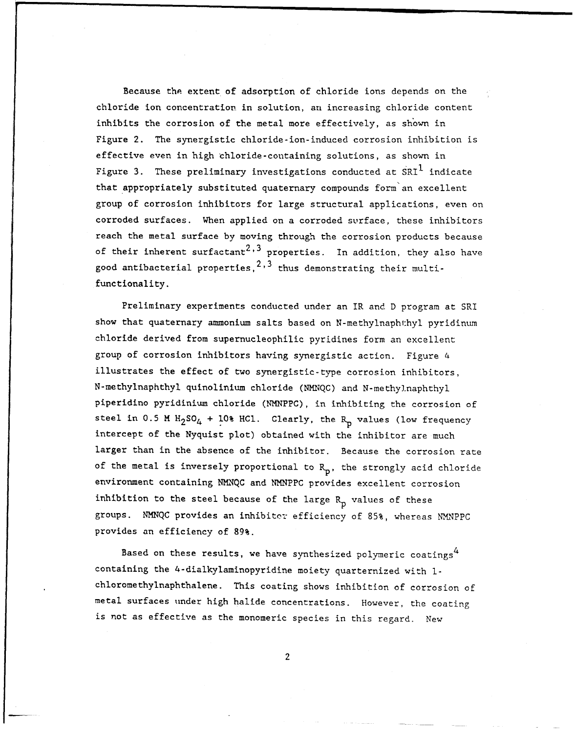Because the extent of adsorption of chloride ions depends on the chloride ion concentration in solution, an increasing chloride content inhibits the corrosion of the metal more effectively, as shown in Figure 2. The synergistic chloride-ion-induced corrosion inhibition is effective even in high chloride-containing solutions, as shown in Figure 3. These preliminary investigations conducted at SRI[1] indicate that appropriately substituted quaternary compounds form an excellent group of corrosion inhibitors for large structural applications, even on corroded surfaces. When applied on a corroded surface, these inhibitors reach the metal surface by moving through the corrosion products because of their inherent surfactant[2,3] properties. In addition, they also have good antibacterial properties,[2,3] thus demonstrating their multi-functionality.

Preliminary experiments conducted under an IR and D program at SRI show that quaternary ammonium salts based on N-methylnaphthyl pyridinum chloride derived from supernucleophilic pyridines form an excellent group of corrosion inhibitors having synergistic action. Figure 4 illustrates the effect of two synergistic-type corrosion inhibitors, N-methylnaphthyl quinolinium chloride (NMNQC) and N-methylnaphthyl piperidino pyridinium chloride (NMNPPC), in inhibiting the corrosion of steel in 0.5 M $H_2SO_4$ + 10% HCl. Clearly, the $R_p$ values (low frequency intercept of the Nyquist plot) obtained with the inhibitor are much larger than in the absence of the inhibitor. Because the corrosion rate of the metal is inversely proportional to $R_p$, the strongly acid chloride environment containing NMNQC and NMNPPC provides excellent corrosion inhibition to the steel because of the large $R_p$ values of these groups. NMNQC provides an inhibitor efficiency of 85%, whereas NMNPPC provides an efficiency of 89%.

Based on these results, we have synthesized polymeric coatings[4] containing the 4-dialkylaminopyridine moiety quarternized with 1-chloromethylnaphthalene. This coating shows inhibition of corrosion of metal surfaces under high halide concentrations. However, the coating is not as effective as the monomeric species in this regard. New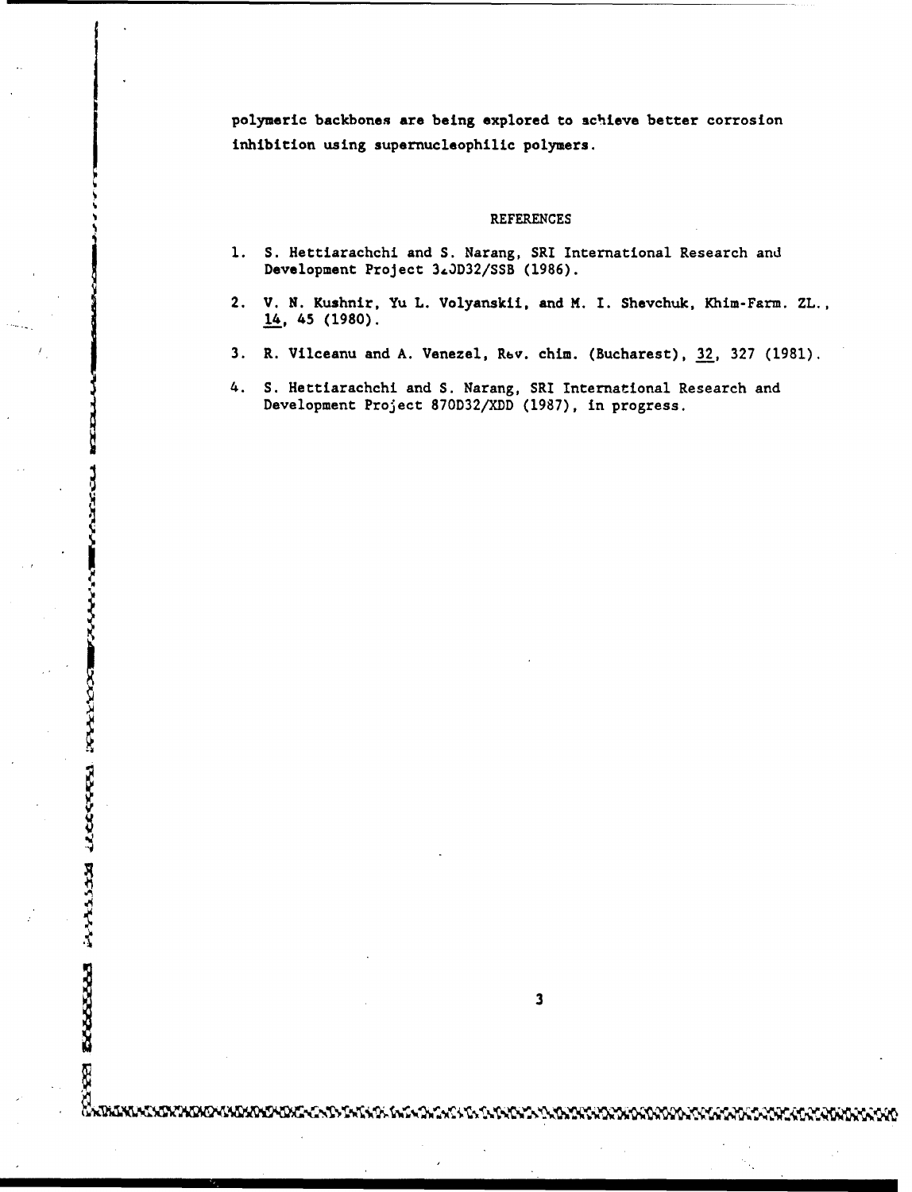polymeric backbones are being explored to achieve better corrosion inhibition using supernucleophilic polymers.

## REFERENCES

1. S. Hettiarachchi and S. Narang, SRI International Research and Development Project 34OD32/SSB (1986).
2. V. N. Kushnir, Yu L. Volyanskii, and M. I. Shevchuk, Khim-Farm. ZL., 14, 45 (1980).
3. R. Vilceanu and A. Venezel, Rev. chim. (Bucharest), 32, 327 (1981).
4. S. Hettiarachchi and S. Narang, SRI International Research and Development Project 870D32/XDD (1987), in progress.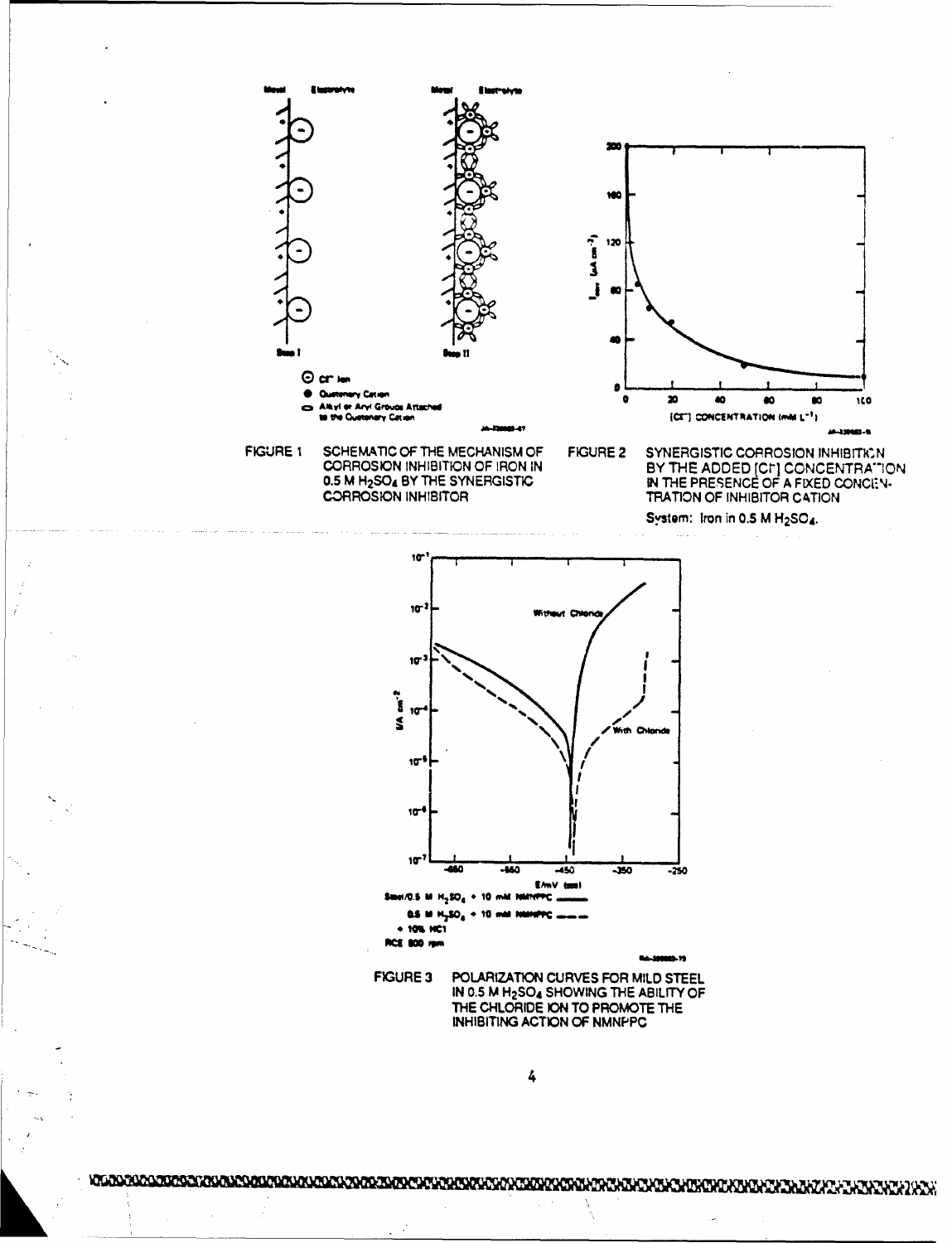FIGURE 1 SCHEMATIC OF THE MECHANISM OF CORROSION INHIBITION OF IRON IN 0.5 M $H_2SO_4$ BY THE SYNERGISTIC CORROSION INHIBITOR

FIGURE 2 SYNERGISTIC CORROSION INHIBITION BY THE ADDED [$Cl^-$] CONCENTRATION IN THE PRESENCE OF A FIXED CONCENTRATION OF INHIBITOR CATION

System: Iron in 0.5 M $H_2SO_4$.

FIGURE 3 POLARIZATION CURVES FOR MILD STEEL IN 0.5 M $H_2SO_4$ SHOWING THE ABILITY OF THE CHLORIDE ION TO PROMOTE THE INHIBITING ACTION OF NMNPPC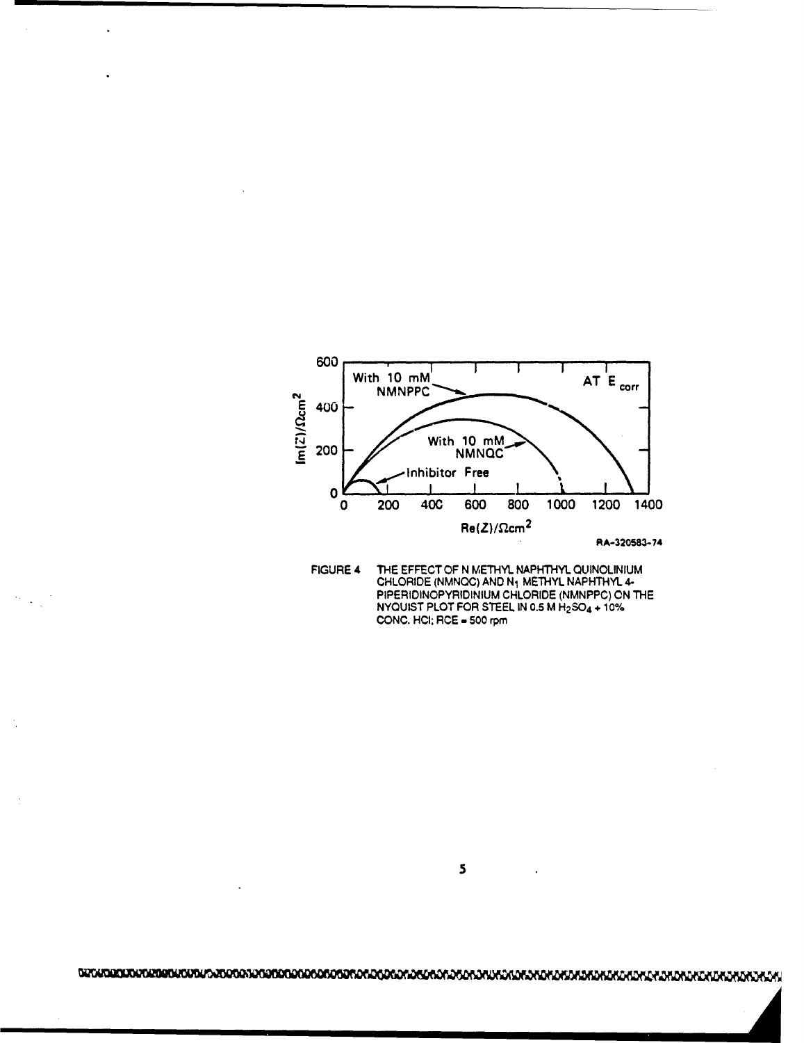RA-320583-74

FIGURE 4 THE EFFECT OF N METHYL NAPHTHYL QUINOLINIUM CHLORIDE (NMNQC) AND $N_1$ METHYL NAPHTHYL 4-PIPERIDINOPYRIDINIUM CHLORIDE (NMNPPC) ON THE NYQUIST PLOT FOR STEEL IN 0.5 M $H_2SO_4$ + 10% CONC. HCl; RCE = 500 rpm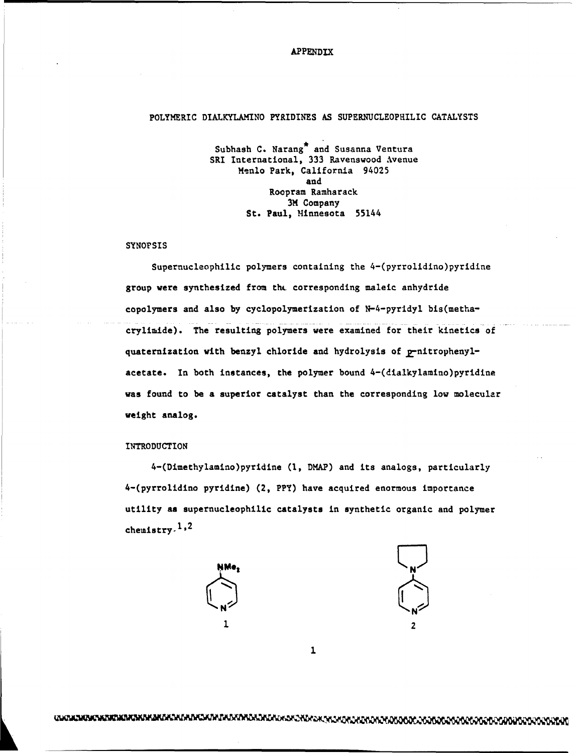APPENDIX

# POLYMERIC DIALKYLAMINO PYRIDINES AS SUPERNUCLEOPHILIC CATALYSTS

Subhash C. Narang* and Susanna Ventura
SRI International, 333 Ravenswood Avenue
Menlo Park, California 94025
and
Roopram Ramharack
3M Company
St. Paul, Minnesota 55144

## SYNOPSIS

Supernucleophilic polymers containing the 4-(pyrrolidino)pyridine group were synthesized from the corresponding maleic anhydride copolymers and also by cyclopolymerization of N-4-pyridyl bis(methacrylimide). The resulting polymers were examined for their kinetics of quaternization with benzyl chloride and hydrolysis of *p*-nitrophenylacetate. In both instances, the polymer bound 4-(dialkylamino)pyridine was found to be a superior catalyst than the corresponding low molecular weight analog.

## INTRODUCTION

4-(Dimethylamino)pyridine (1, DMAP) and its analogs, particularly 4-(pyrrolidino pyridine) (2, PPY) have acquired enormous importance utility as supernucleophilic catalysts in synthetic organic and polymer chemistry.[1,2]

$NMe_2$

1

2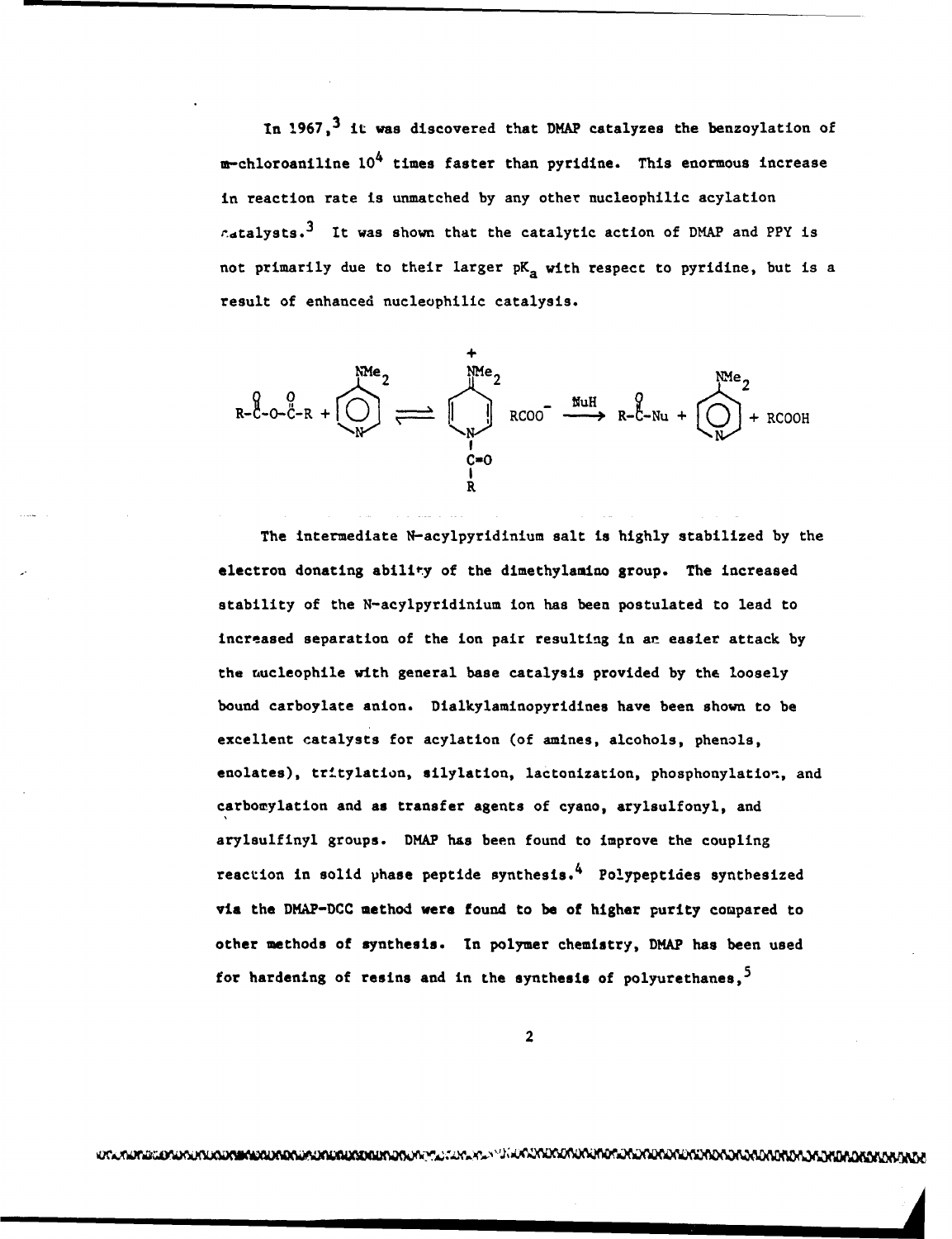In 1967,[3] it was discovered that DMAP catalyzes the benzoylation of m-chloroaniline $10^4$ times faster than pyridine. This enormous increase in reaction rate is unmatched by any other nucleophilic acylation catalysts.[3] It was shown that the catalytic action of DMAP and PPY is not primarily due to their larger $pK_a$ with respect to pyridine, but is a result of enhanced nucleophilic catalysis.

$$\mathrm{R{-}\overset{O}{\overset{\|}{C}}{-}O{-}\overset{O}{\overset{\|}{C}}{-}R} + \text{DMAP} \rightleftharpoons \text{N-acyl-4-(dimethylamino)pyridinium}\ \mathrm{RCOO^-} \xrightarrow{\mathrm{NuH}} \mathrm{R{-}\overset{O}{\overset{\|}{C}}{-}Nu} + \text{DMAP} + \mathrm{RCOOH}$$

The intermediate N-acylpyridinium salt is highly stabilized by the electron donating ability of the dimethylamino group. The increased stability of the N-acylpyridinium ion has been postulated to lead to increased separation of the ion pair resulting in an easier attack by the nucleophile with general base catalysis provided by the loosely bound carboylate anion. Dialkylaminopyridines have been shown to be excellent catalysts for acylation (of amines, alcohols, phenols, enolates), tritylation, silylation, lactonization, phosphonylation, and carbomylation and as transfer agents of cyano, arylsulfonyl, and arylsulfinyl groups. DMAP has been found to improve the coupling reaction in solid phase peptide synthesis.[4] Polypeptides synthesized via the DMAP-DCC method were found to be of higher purity compared to other methods of synthesis. In polymer chemistry, DMAP has been used for hardening of resins and in the synthesis of polyurethanes,[5]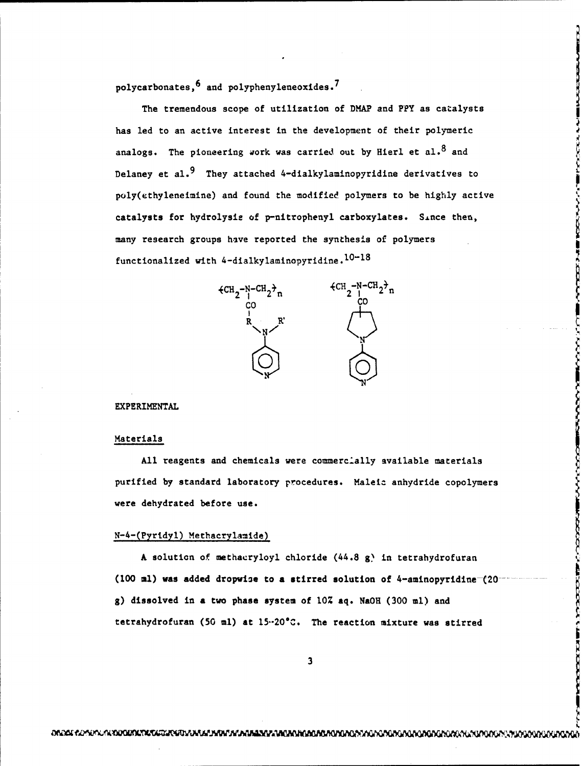polycarbonates,[6] and polyphenyleneoxides.[7]

The tremendous scope of utilization of DMAP and PPY as catalysts has led to an active interest in the development of their polymeric analogs. The pioneering work was carried out by Hierl et al.[8] and Delaney et al.[9] They attached 4-dialkylaminopyridine derivatives to poly(ethyleneimine) and found the modified polymers to be highly active catalysts for hydrolysis of p-nitrophenyl carboxylates. Since then, many research groups have reported the synthesis of polymers functionalized with 4-dialkylaminopyridine.[10-18]

## EXPERIMENTAL

### Materials

All reagents and chemicals were commercially available materials purified by standard laboratory procedures. Maleic anhydride copolymers were dehydrated before use.

### N-4-(Pyridyl) Methacrylamide)

A solution of methacryloyl chloride (44.8 g) in tetrahydrofuran (100 ml) was added dropwise to a stirred solution of 4-aminopyridine (20 g) dissolved in a two phase system of 10% aq. NaOH (300 ml) and tetrahydrofuran (50 ml) at 15–20°C. The reaction mixture was stirred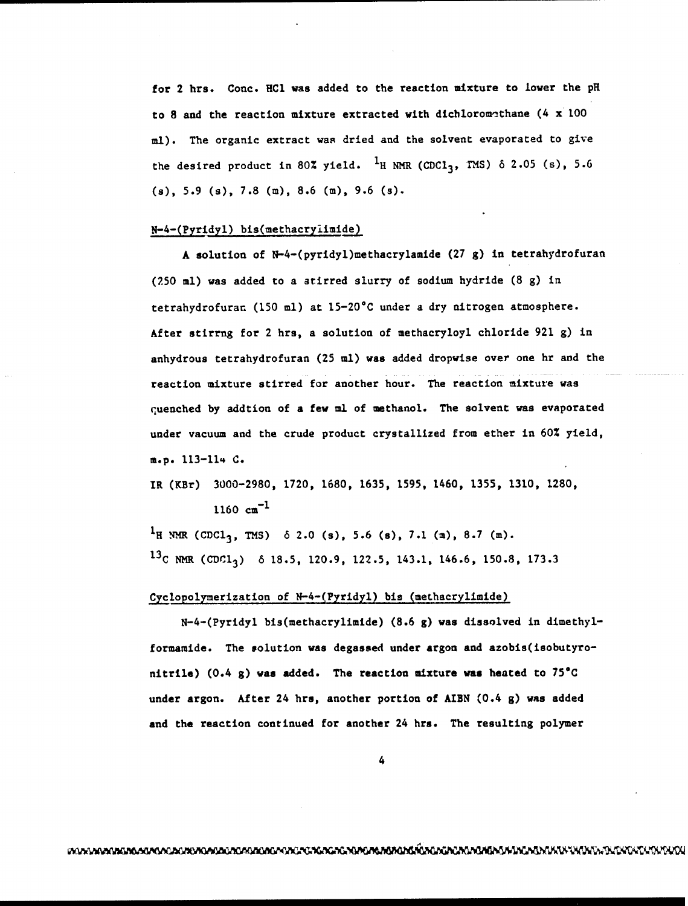for 2 hrs. Conc. HCl was added to the reaction mixture to lower the pH to 8 and the reaction mixture extracted with dichloromethane (4 x 100 ml). The organic extract was dried and the solvent evaporated to give the desired product in 80% yield. $^1$H NMR ($CDCl_3$, TMS) δ 2.05 (s), 5.6 (s), 5.9 (s), 7.8 (m), 8.6 (m), 9.6 (s).

N-4-(Pyridyl) bis(methacrylimide)

A solution of N-4-(pyridyl)methacrylamide (27 g) in tetrahydrofuran (250 ml) was added to a stirred slurry of sodium hydride (8 g) in tetrahydrofuran (150 ml) at 15-20°C under a dry nitrogen atmosphere. After stirrng for 2 hrs, a solution of methacryloyl chloride 921 g) in anhydrous tetrahydrofuran (25 ml) was added dropwise over one hr and the reaction mixture stirred for another hour. The reaction mixture was quenched by addtion of a few ml of methanol. The solvent was evaporated under vacuum and the crude product crystallized from ether in 60% yield, m.p. 113-114 C.

IR (KBr) 3000-2980, 1720, 1680, 1635, 1595, 1460, 1355, 1310, 1280, 1160 $cm^{-1}$

$^1$H NMR ($CDCl_3$, TMS) δ 2.0 (s), 5.6 (s), 7.1 (m), 8.7 (m).

$^{13}$C NMR ($CDCl_3$) δ 18.5, 120.9, 122.5, 143.1, 146.6, 150.8, 173.3

Cyclopolymerization of N-4-(Pyridyl) bis (methacrylimide)

N-4-(Pyridyl bis(methacrylimide) (8.6 g) was dissolved in dimethylformamide. The solution was degassed under argon and azobis(isobutyronitrile) (0.4 g) was added. The reaction mixture was heated to 75°C under argon. After 24 hrs, another portion of AIBN (0.4 g) was added and the reaction continued for another 24 hrs. The resulting polymer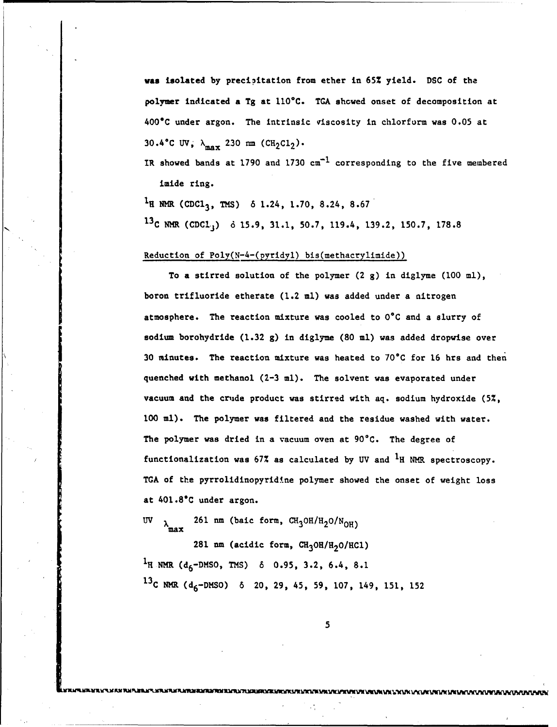was isolated by precipitation from ether in 65% yield. DSC of the polymer indicated a Tg at 110°C. TGA showed onset of decomposition at 400°C under argon. The intrinsic viscosity in chlorform was 0.05 at 30.4°C UV, $\lambda_{max}$ 230 nm ($CH_2Cl_2$).

IR showed bands at 1790 and 1730 $cm^{-1}$ corresponding to the five membered imide ring.

$^1H$ NMR ($CDCl_3$, TMS) δ 1.24, 1.70, 8.24, 8.67

$^{13}C$ NMR ($CDCl_3$) δ 15.9, 31.1, 50.7, 119.4, 139.2, 150.7, 178.8

Reduction of Poly(N-4-(pyridyl) bis(methacrylimide))

To a stirred solution of the polymer (2 g) in diglyme (100 ml), boron trifluoride etherate (1.2 ml) was added under a nitrogen atmosphere. The reaction mixture was cooled to 0°C and a slurry of sodium borohydride (1.32 g) in diglyme (80 ml) was added dropwise over 30 minutes. The reaction mixture was heated to 70°C for 16 hrs and then quenched with methanol (2-3 ml). The solvent was evaporated under vacuum and the crude product was stirred with aq. sodium hydroxide (5%, 100 ml). The polymer was filtered and the residue washed with water. The polymer was dried in a vacuum oven at 90°C. The degree of functionalization was 67% as calculated by UV and $^1H$ NMR spectroscopy. TGA of the pyrrolidinopyridine polymer showed the onset of weight loss at 401.8°C under argon.

UV $\lambda_{max}$ 261 nm (baic form, $CH_3OH/H_2O/N_{OH}$)

281 nm (acidic form, $CH_3OH/H_2O/HCl$)

$^1H$ NMR ($d_6$-DMSO, TMS) δ 0.95, 3.2, 6.4, 8.1

$^{13}C$ NMR ($d_6$-DMSO) δ 20, 29, 45, 59, 107, 149, 151, 152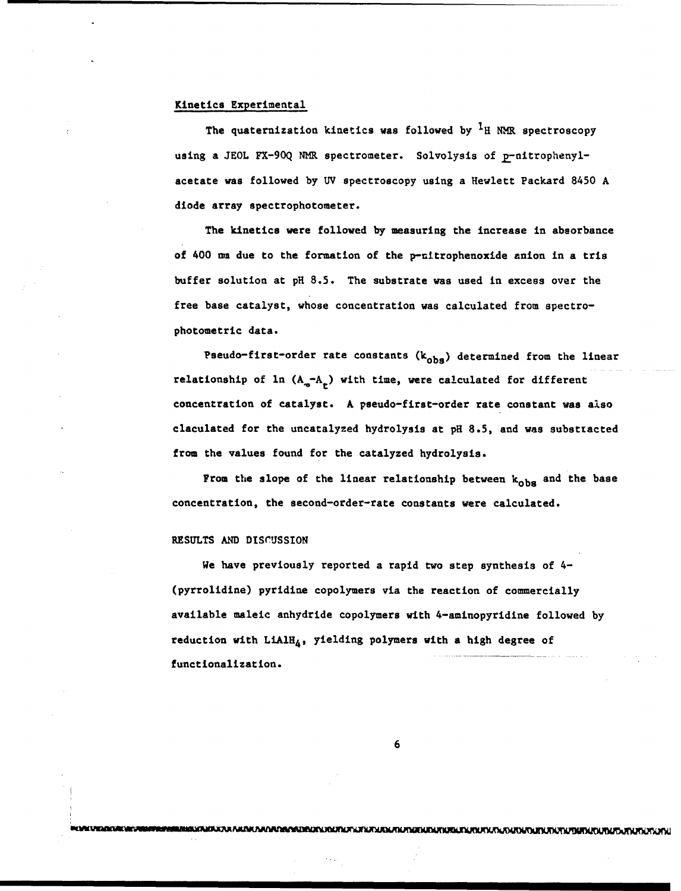## Kinetics Experimental

The quaternization kinetics was followed by $^{1}H$ NMR spectroscopy using a JEOL FX-90Q NMR spectrometer. Solvolysis of p-nitrophenylacetate was followed by UV spectroscopy using a Hewlett Packard 8450 A diode array spectrophotometer.

The kinetics were followed by measuring the increase in absorbance of 400 nm due to the formation of the p-nitrophenoxide anion in a tris buffer solution at pH 8.5. The substrate was used in excess over the free base catalyst, whose concentration was calculated from spectrophotometric data.

Pseudo-first-order rate constants ($k_{obs}$) determined from the linear relationship of ln ($A_{\infty}$-$A_t$) with time, were calculated for different concentration of catalyst. A pseudo-first-order rate constant was also claculated for the uncatalyzed hydrolysis at pH 8.5, and was substracted from the values found for the catalyzed hydrolysis.

From the slope of the linear relationship between $k_{obs}$ and the base concentration, the second-order-rate constants were calculated.

## RESULTS AND DISCUSSION

We have previously reported a rapid two step synthesis of 4-(pyrrolidine) pyridine copolymers via the reaction of commercially available maleic anhydride copolymers with 4-aminopyridine followed by reduction with $LiAlH_4$, yielding polymers with a high degree of functionalization.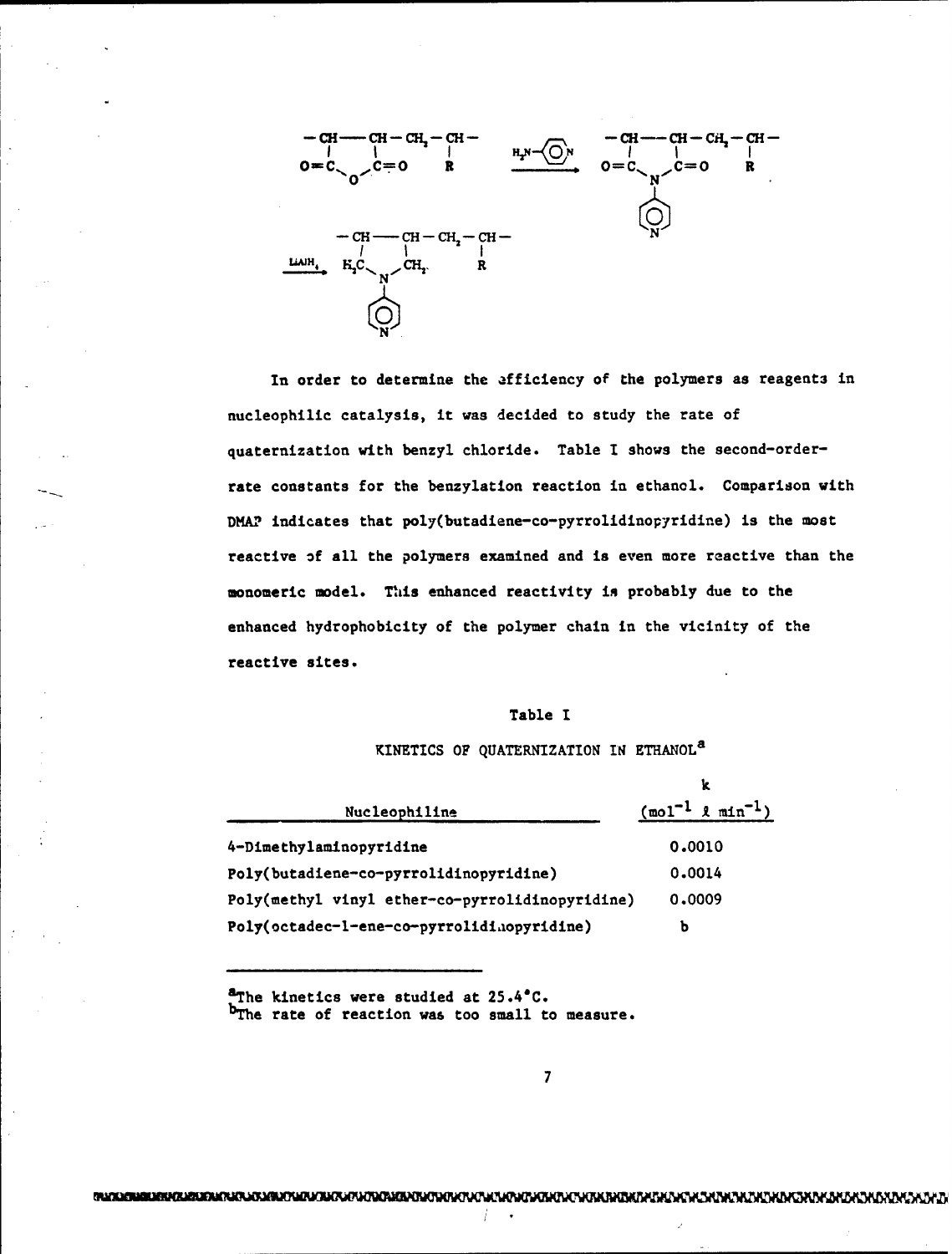In order to determine the efficiency of the polymers as reagents in nucleophilic catalysis, it was decided to study the rate of quaternization with benzyl chloride. Table I shows the second-order-rate constants for the benzylation reaction in ethanol. Comparison with DMAP indicates that poly(butadiene-co-pyrrolidinopyridine) is the most reactive of all the polymers examined and is even more reactive than the monomeric model. This enhanced reactivity is probably due to the enhanced hydrophobicity of the polymer chain in the vicinity of the reactive sites.

Table I

KINETICS OF QUATERNIZATION IN ETHANOL[a]

| Nucleophiline | k ($mol^{-1}$ ℓ $min^{-1}$) |
|---|---|
| 4-Dimethylaminopyridine | 0.0010 |
| Poly(butadiene-co-pyrrolidinopyridine) | 0.0014 |
| Poly(methyl vinyl ether-co-pyrrolidinopyridine) | 0.0009 |
| Poly(octadec-1-ene-co-pyrrolidinopyridine) | b |

[a]The kinetics were studied at 25.4°C.
[b]The rate of reaction was too small to measure.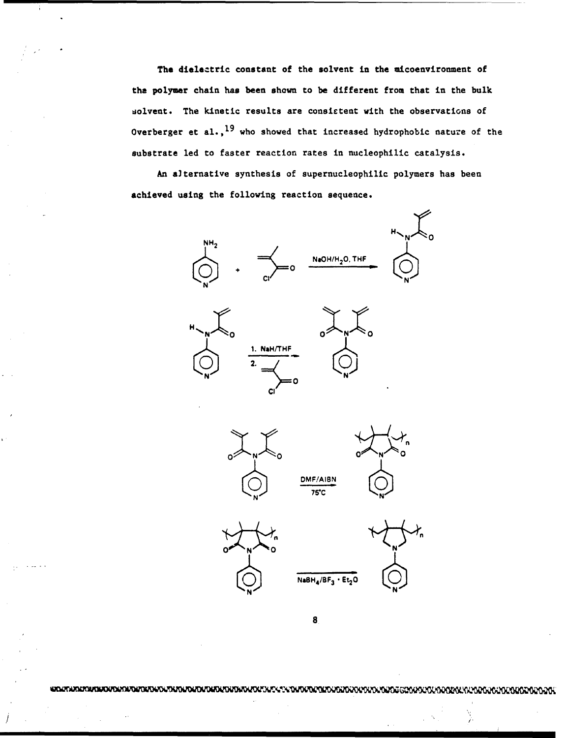The dielectric constant of the solvent in the micoenvironment of the polymer chain has been shown to be different from that in the bulk solvent. The kinetic results are consistent with the observations of Overberger et al.,[19] who showed that increased hydrophobic nature of the substrate led to faster reaction rates in nucleophilic catalysis.

An alternative synthesis of supernucleophilic polymers has been achieved using the following reaction sequence.

NaOH/$H_2O$, THF

1. NaH/THF
2.

DMF/AIBN
75°C

$NaBH_4$/$BF_3 \cdot Et_2O$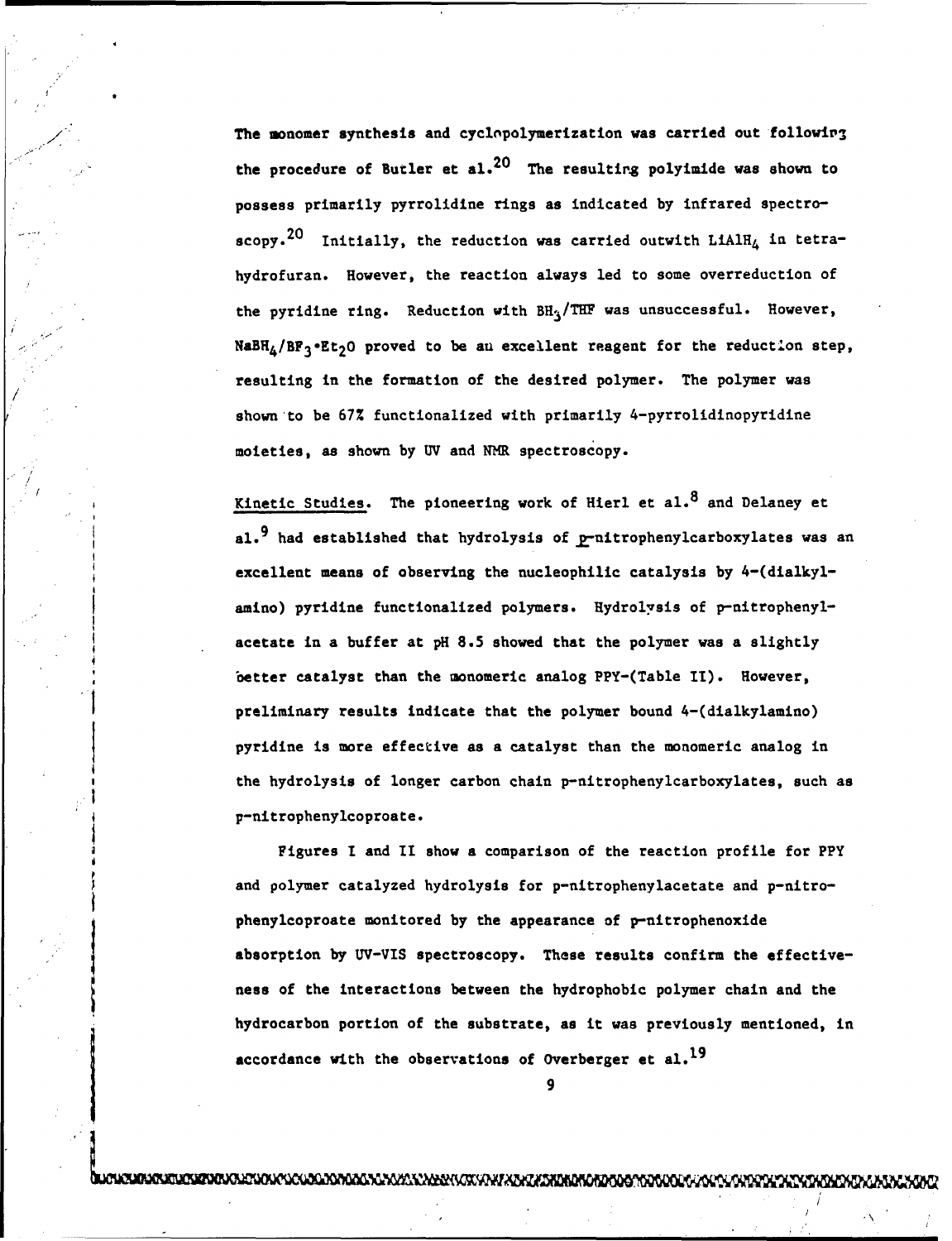The monomer synthesis and cyclopolymerization was carried out following the procedure of Butler et al.[20] The resulting polyimide was shown to possess primarily pyrrolidine rings as indicated by infrared spectroscopy.[20] Initially, the reduction was carried outwith $LiAlH_4$ in tetrahydrofuran. However, the reaction always led to some overreduction of the pyridine ring. Reduction with $BH_3$/THF was unsuccessful. However, $NaBH_4/BF_3 \cdot Et_2O$ proved to be an excellent reagent for the reduction step, resulting in the formation of the desired polymer. The polymer was shown to be 67% functionalized with primarily 4-pyrrolidinopyridine moieties, as shown by UV and NMR spectroscopy.

Kinetic Studies. The pioneering work of Hierl et al.[8] and Delaney et al.[9] had established that hydrolysis of p-nitrophenylcarboxylates was an excellent means of observing the nucleophilic catalysis by 4-(dialkylamino) pyridine functionalized polymers. Hydrolysis of p-nitrophenylacetate in a buffer at pH 8.5 showed that the polymer was a slightly better catalyst than the monomeric analog PPY-(Table II). However, preliminary results indicate that the polymer bound 4-(dialkylamino) pyridine is more effective as a catalyst than the monomeric analog in the hydrolysis of longer carbon chain p-nitrophenylcarboxylates, such as p-nitrophenylcoproate.

Figures I and II show a comparison of the reaction profile for PPY and polymer catalyzed hydrolysis for p-nitrophenylacetate and p-nitrophenylcoproate monitored by the appearance of p-nitrophenoxide absorption by UV-VIS spectroscopy. These results confirm the effectiveness of the interactions between the hydrophobic polymer chain and the hydrocarbon portion of the substrate, as it was previously mentioned, in accordance with the observations of Overberger et al.[19]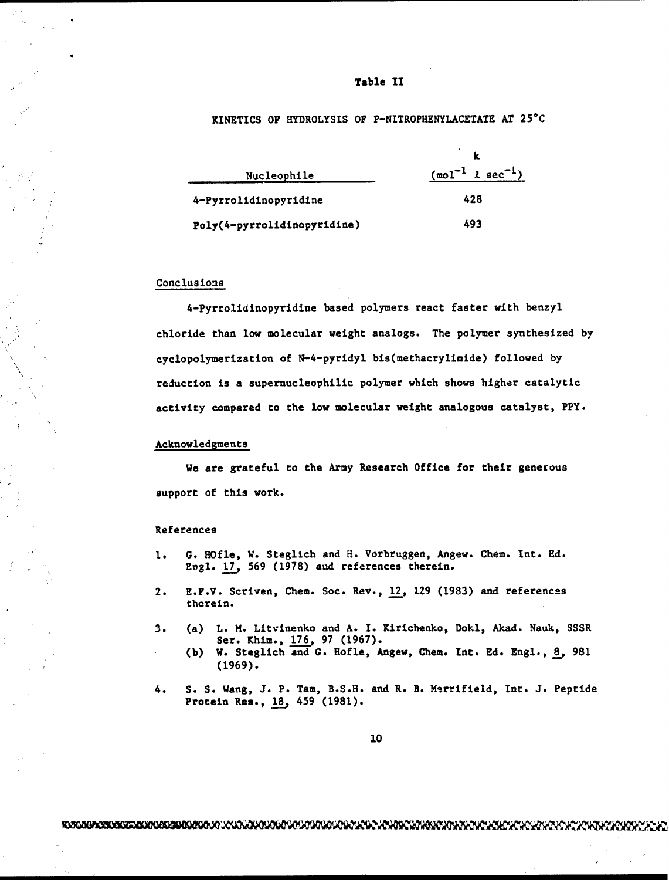## Table II

KINETICS OF HYDROLYSIS OF P-NITROPHENYLACETATE AT 25°C

| Nucleophile | k ($mol^{-1}$ $\ell$ $sec^{-1}$) |
|---|---|
| 4-Pyrrolidinopyridine | 428 |
| Poly(4-pyrrolidinopyridine) | 493 |

### Conclusions

4-Pyrrolidinopyridine based polymers react faster with benzyl chloride than low molecular weight analogs. The polymer synthesized by cyclopolymerization of N-4-pyridyl bis(methacrylimide) followed by reduction is a supernucleophilic polymer which shows higher catalytic activity compared to the low molecular weight analogous catalyst, PPY.

### Acknowledgments

We are grateful to the Army Research Office for their generous support of this work.

### References

1. G. HOfle, W. Steglich and H. Vorbruggen, Angew. Chem. Int. Ed. Engl. 17, 569 (1978) and references therein.

2. E.F.V. Scriven, Chem. Soc. Rev., 12, 129 (1983) and references therein.

3. (a) L. M. Litvinenko and A. I. Kirichenko, Dokl, Akad. Nauk, SSSR Ser. Khim., 176, 97 (1967).
   (b) W. Steglich and G. Hofle, Angew, Chem. Int. Ed. Engl., 8, 981 (1969).

4. S. S. Wang, J. P. Tam, B.S.H. and R. B. Merrifield, Int. J. Peptide Protein Res., 18, 459 (1981).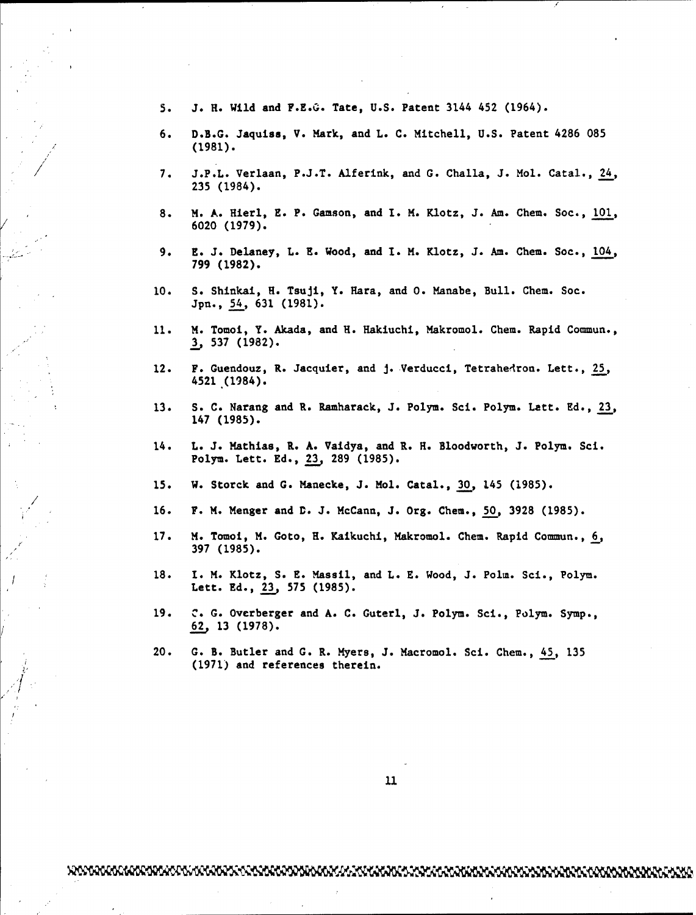5. J. H. Wild and F.E.G. Tate, U.S. Patent 3144 452 (1964).

6. D.B.G. Jaquiss, V. Mark, and L. C. Mitchell, U.S. Patent 4286 085 (1981).

7. J.P.L. Verlaan, P.J.T. Alferink, and G. Challa, J. Mol. Catal., 24, 235 (1984).

8. M. A. Hierl, E. P. Gamson, and I. M. Klotz, J. Am. Chem. Soc., 101, 6020 (1979).

9. E. J. Delaney, L. E. Wood, and I. M. Klotz, J. Am. Chem. Soc., 104, 799 (1982).

10. S. Shinkai, H. Tsuji, Y. Hara, and O. Manabe, Bull. Chem. Soc. Jpn., 54, 631 (1981).

11. M. Tomoi, Y. Akada, and H. Hakiuchi, Makromol. Chem. Rapid Commun., 3, 537 (1982).

12. F. Guendouz, R. Jacquier, and J. Verducci, Tetrahedron. Lett., 25, 4521 (1984).

13. S. C. Narang and R. Ramharack, J. Polym. Sci. Polym. Lett. Ed., 23, 147 (1985).

14. L. J. Mathias, R. A. Vaidya, and R. H. Bloodworth, J. Polym. Sci. Polym. Lett. Ed., 23, 289 (1985).

15. W. Storck and G. Manecke, J. Mol. Catal., 30, 145 (1985).

16. F. M. Menger and D. J. McCann, J. Org. Chem., 50, 3928 (1985).

17. M. Tomoi, M. Goto, H. Kaikuchi, Makromol. Chem. Rapid Commun., 6, 397 (1985).

18. I. M. Klotz, S. E. Massil, and L. E. Wood, J. Polm. Sci., Polym. Lett. Ed., 23, 575 (1985).

19. C. G. Overberger and A. C. Guterl, J. Polym. Sci., Polym. Symp., 62, 13 (1978).

20. G. B. Butler and G. R. Myers, J. Macromol. Sci. Chem., 45, 135 (1971) and references therein.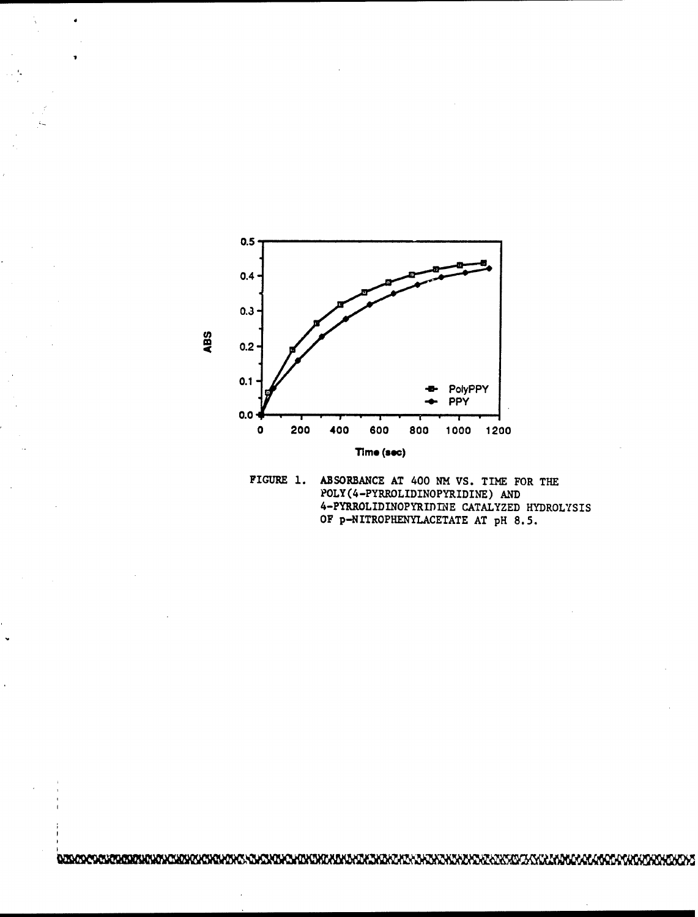FIGURE 1. ABSORBANCE AT 400 NM VS. TIME FOR THE POLY(4-PYRROLIDINOPYRIDINE) AND 4-PYRROLIDINOPYRIDINE CATALYZED HYDROLYSIS OF p-NITROPHENYLACETATE AT pH 8.5.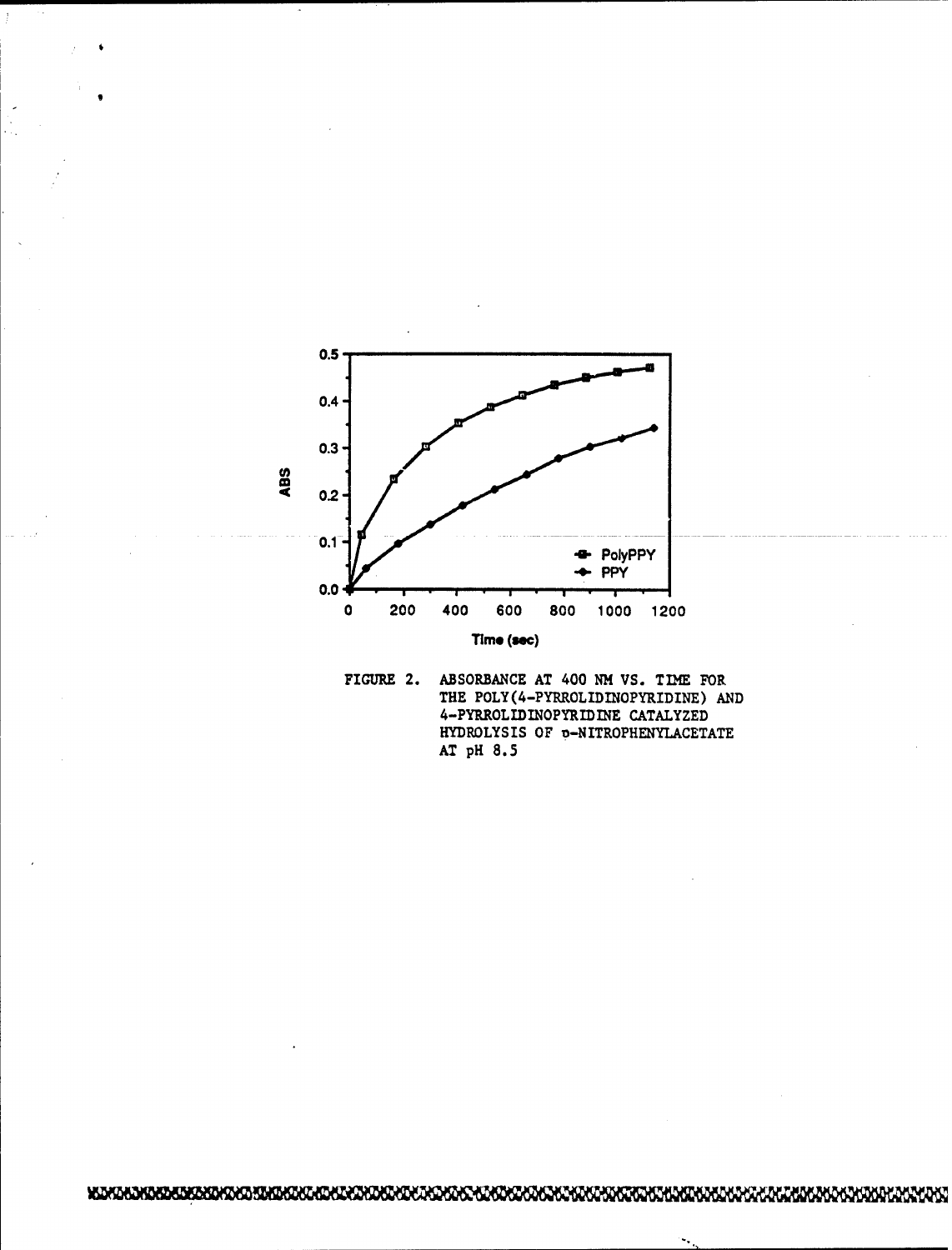0.5
0.4
0.3
0.2
0.1
0.0

ABS

0 200 400 600 800 1000 1200

Time (sec)

PolyPPY
PPY

FIGURE 2. ABSORBANCE AT 400 NM VS. TIME FOR THE POLY(4-PYRROLIDINOPYRIDINE) AND 4-PYRROLIDINOPYRIDINE CATALYZED HYDROLYSIS OF p-NITROPHENYLACETATE AT pH 8.5